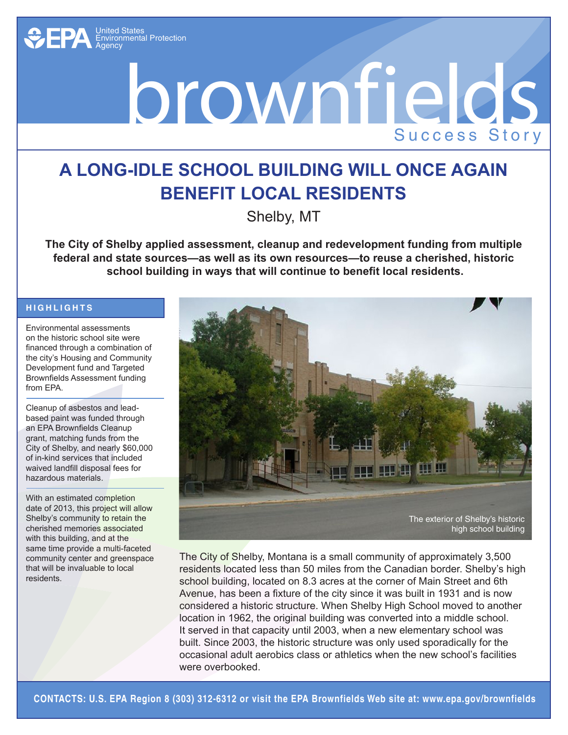United States Environmental Protection Agency

# brownfields

Success Story

## A LONG-IDLE SCHOOL BUILDING WILL ONCE AGAIN BENEFIT LOCAL RESIDENTS

Shelby, MT

**The City of Shelby applied assessment, cleanup and redevelopment funding from multiple federal and state sources—as well as its own resources—to reuse a cherished, historic school building in ways that will continue to benefit local residents.**

### HIGHLIGHTS

Environmental assessments on the historic school site were financed through a combination of the city's Housing and Community Development fund and Targeted Brownfields Assessment funding from EPA.

Cleanup of asbestos and lead-based paint was funded through an EPA Brownfields Cleanup grant, matching funds from the City of Shelby, and nearly $60,000 of in-kind services that included waived landfill disposal fees for hazardous materials.

With an estimated completion date of 2013, this project will allow Shelby's community to retain the cherished memories associated with this building, and at the same time provide a multi-faceted community center and greenspace that will be invaluable to local residents.

The exterior of Shelby's historic high school building

The City of Shelby, Montana is a small community of approximately 3,500 residents located less than 50 miles from the Canadian border. Shelby's high school building, located on 8.3 acres at the corner of Main Street and 6th Avenue, has been a fixture of the city since it was built in 1931 and is now considered a historic structure. When Shelby High School moved to another location in 1962, the original building was converted into a middle school. It served in that capacity until 2003, when a new elementary school was built. Since 2003, the historic structure was only used sporadically for the occasional adult aerobics class or athletics when the new school's facilities were overbooked.

**CONTACTS: U.S. EPA Region 8 (303) 312-6312 or visit the EPA Brownfields Web site at: www.epa.gov/brownfields**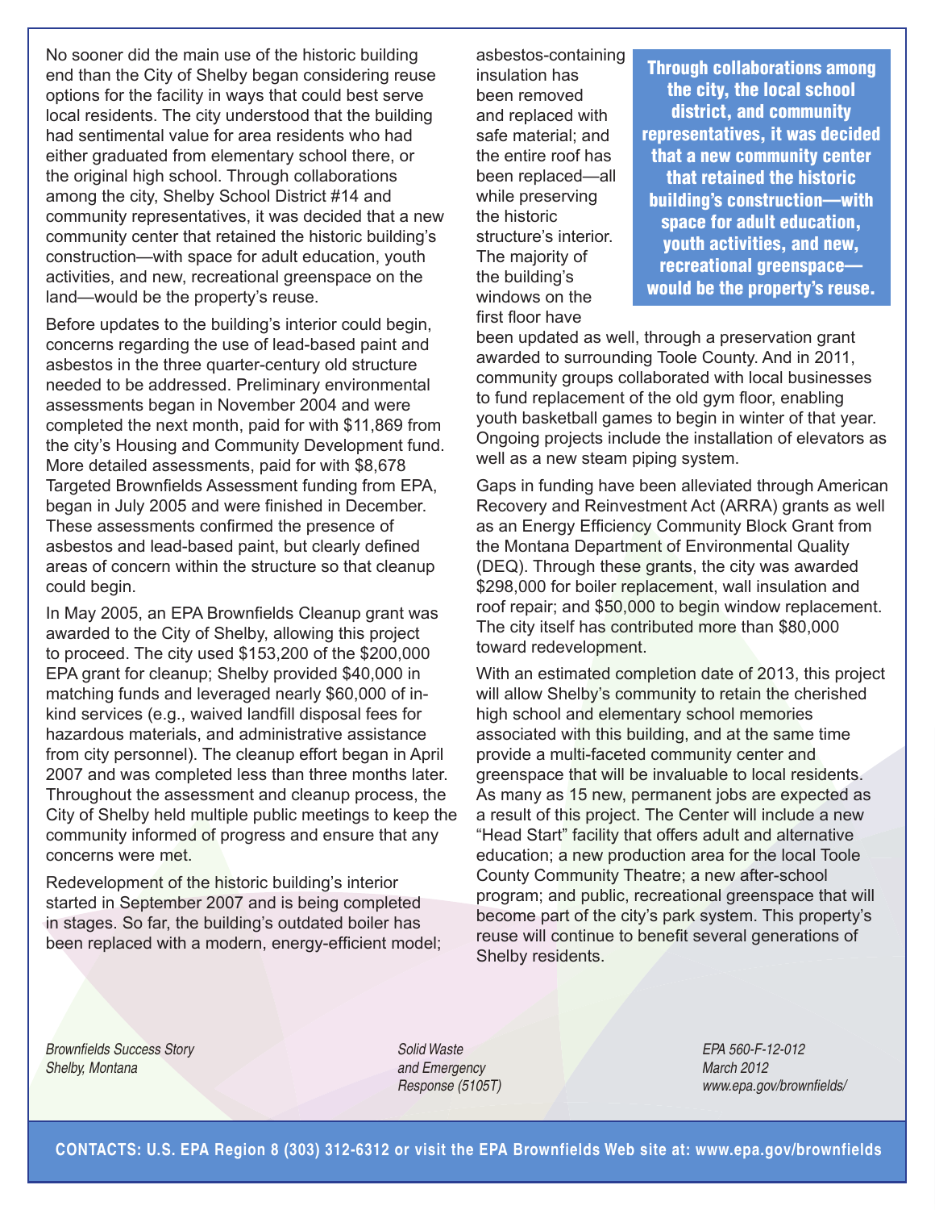No sooner did the main use of the historic building end than the City of Shelby began considering reuse options for the facility in ways that could best serve local residents. The city understood that the building had sentimental value for area residents who had either graduated from elementary school there, or the original high school. Through collaborations among the city, Shelby School District #14 and community representatives, it was decided that a new community center that retained the historic building's construction—with space for adult education, youth activities, and new, recreational greenspace on the land—would be the property's reuse.

Before updates to the building's interior could begin, concerns regarding the use of lead-based paint and asbestos in the three quarter-century old structure needed to be addressed. Preliminary environmental assessments began in November 2004 and were completed the next month, paid for with $11,869 from the city's Housing and Community Development fund. More detailed assessments, paid for with $8,678 Targeted Brownfields Assessment funding from EPA, began in July 2005 and were finished in December. These assessments confirmed the presence of asbestos and lead-based paint, but clearly defined areas of concern within the structure so that cleanup could begin.

In May 2005, an EPA Brownfields Cleanup grant was awarded to the City of Shelby, allowing this project to proceed. The city used $153,200 of the $200,000 EPA grant for cleanup; Shelby provided $40,000 in matching funds and leveraged nearly $60,000 of in-kind services (e.g., waived landfill disposal fees for hazardous materials, and administrative assistance from city personnel). The cleanup effort began in April 2007 and was completed less than three months later. Throughout the assessment and cleanup process, the City of Shelby held multiple public meetings to keep the community informed of progress and ensure that any concerns were met.

Redevelopment of the historic building's interior started in September 2007 and is being completed in stages. So far, the building's outdated boiler has been replaced with a modern, energy-efficient model; asbestos-containing insulation has been removed and replaced with safe material; and the entire roof has been replaced—all while preserving the historic structure's interior. The majority of the building's windows on the first floor have been updated as well, through a preservation grant awarded to surrounding Toole County. And in 2011, community groups collaborated with local businesses to fund replacement of the old gym floor, enabling youth basketball games to begin in winter of that year. Ongoing projects include the installation of elevators as well as a new steam piping system.

**Through collaborations among the city, the local school district, and community representatives, it was decided that a new community center that retained the historic building's construction—with space for adult education, youth activities, and new, recreational greenspace—would be the property's reuse.**

Gaps in funding have been alleviated through American Recovery and Reinvestment Act (ARRA) grants as well as an Energy Efficiency Community Block Grant from the Montana Department of Environmental Quality (DEQ). Through these grants, the city was awarded $298,000 for boiler replacement, wall insulation and roof repair; and $50,000 to begin window replacement. The city itself has contributed more than $80,000 toward redevelopment.

With an estimated completion date of 2013, this project will allow Shelby's community to retain the cherished high school and elementary school memories associated with this building, and at the same time provide a multi-faceted community center and greenspace that will be invaluable to local residents. As many as 15 new, permanent jobs are expected as a result of this project. The Center will include a new "Head Start" facility that offers adult and alternative education; a new production area for the local Toole County Community Theatre; a new after-school program; and public, recreational greenspace that will become part of the city's park system. This property's reuse will continue to benefit several generations of Shelby residents.

*Brownfields Success Story*
*Shelby, Montana*

*Solid Waste*
*and Emergency*
*Response (5105T)*

*EPA 560-F-12-012*
*March 2012*
*www.epa.gov/brownfields/*

**CONTACTS: U.S. EPA Region 8 (303) 312-6312 or visit the EPA Brownfields Web site at: www.epa.gov/brownfields**